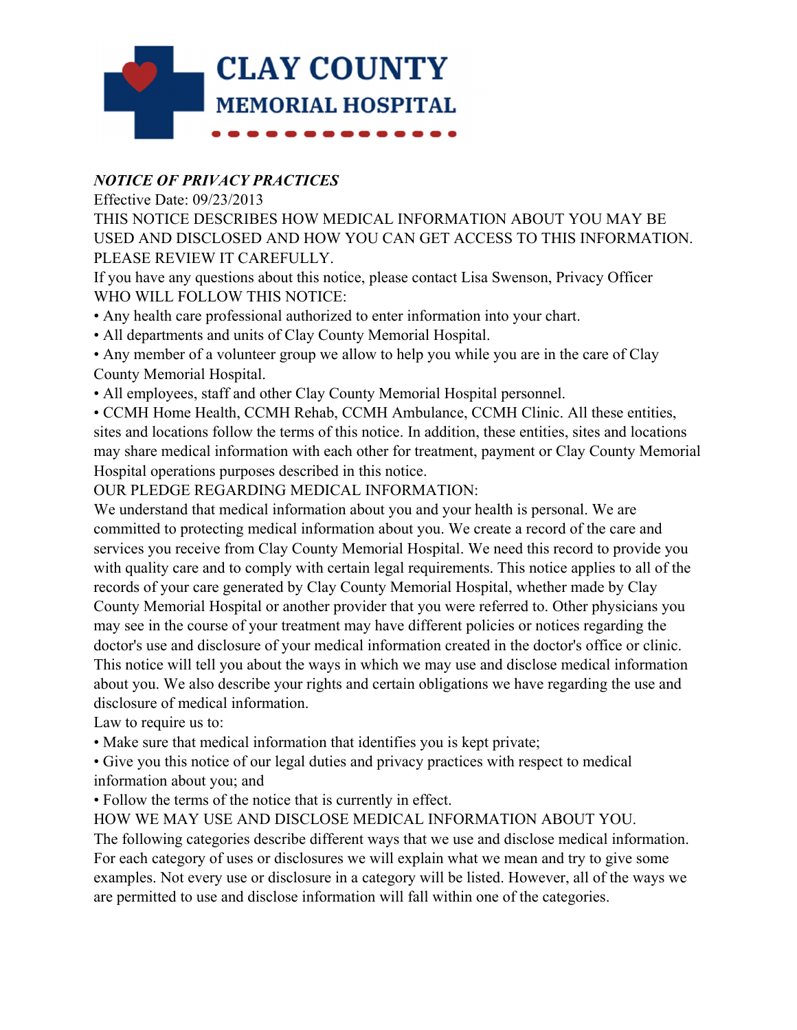# CLAY COUNTY MEMORIAL HOSPITAL

***NOTICE OF PRIVACY PRACTICES***

Effective Date: 09/23/2013

THIS NOTICE DESCRIBES HOW MEDICAL INFORMATION ABOUT YOU MAY BE USED AND DISCLOSED AND HOW YOU CAN GET ACCESS TO THIS INFORMATION. PLEASE REVIEW IT CAREFULLY.

If you have any questions about this notice, please contact Lisa Swenson, Privacy Officer

WHO WILL FOLLOW THIS NOTICE:

- Any health care professional authorized to enter information into your chart.
- All departments and units of Clay County Memorial Hospital.
- Any member of a volunteer group we allow to help you while you are in the care of Clay County Memorial Hospital.
- All employees, staff and other Clay County Memorial Hospital personnel.
- CCMH Home Health, CCMH Rehab, CCMH Ambulance, CCMH Clinic. All these entities, sites and locations follow the terms of this notice. In addition, these entities, sites and locations may share medical information with each other for treatment, payment or Clay County Memorial Hospital operations purposes described in this notice.

OUR PLEDGE REGARDING MEDICAL INFORMATION:

We understand that medical information about you and your health is personal. We are committed to protecting medical information about you. We create a record of the care and services you receive from Clay County Memorial Hospital. We need this record to provide you with quality care and to comply with certain legal requirements. This notice applies to all of the records of your care generated by Clay County Memorial Hospital, whether made by Clay County Memorial Hospital or another provider that you were referred to. Other physicians you may see in the course of your treatment may have different policies or notices regarding the doctor's use and disclosure of your medical information created in the doctor's office or clinic. This notice will tell you about the ways in which we may use and disclose medical information about you. We also describe your rights and certain obligations we have regarding the use and disclosure of medical information.

Law to require us to:

- Make sure that medical information that identifies you is kept private;
- Give you this notice of our legal duties and privacy practices with respect to medical information about you; and
- Follow the terms of the notice that is currently in effect.

HOW WE MAY USE AND DISCLOSE MEDICAL INFORMATION ABOUT YOU.

The following categories describe different ways that we use and disclose medical information. For each category of uses or disclosures we will explain what we mean and try to give some examples. Not every use or disclosure in a category will be listed. However, all of the ways we are permitted to use and disclose information will fall within one of the categories.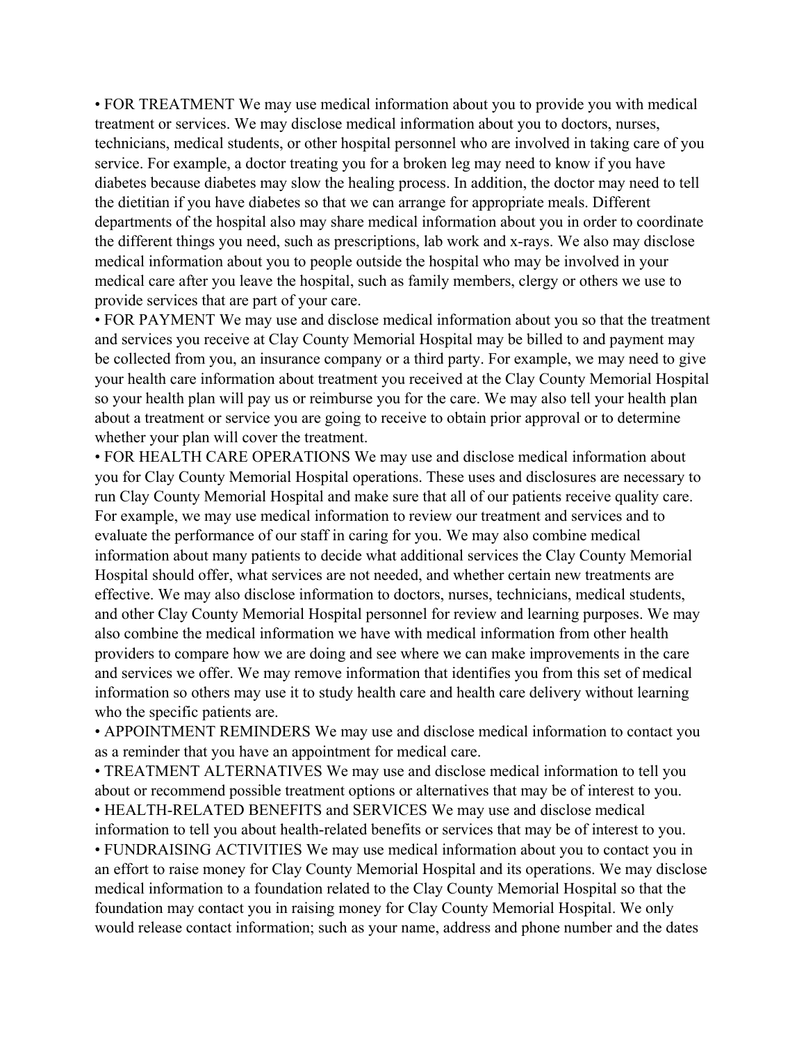• FOR TREATMENT We may use medical information about you to provide you with medical treatment or services. We may disclose medical information about you to doctors, nurses, technicians, medical students, or other hospital personnel who are involved in taking care of you service. For example, a doctor treating you for a broken leg may need to know if you have diabetes because diabetes may slow the healing process. In addition, the doctor may need to tell the dietitian if you have diabetes so that we can arrange for appropriate meals. Different departments of the hospital also may share medical information about you in order to coordinate the different things you need, such as prescriptions, lab work and x-rays. We also may disclose medical information about you to people outside the hospital who may be involved in your medical care after you leave the hospital, such as family members, clergy or others we use to provide services that are part of your care.

• FOR PAYMENT We may use and disclose medical information about you so that the treatment and services you receive at Clay County Memorial Hospital may be billed to and payment may be collected from you, an insurance company or a third party. For example, we may need to give your health care information about treatment you received at the Clay County Memorial Hospital so your health plan will pay us or reimburse you for the care. We may also tell your health plan about a treatment or service you are going to receive to obtain prior approval or to determine whether your plan will cover the treatment.

• FOR HEALTH CARE OPERATIONS We may use and disclose medical information about you for Clay County Memorial Hospital operations. These uses and disclosures are necessary to run Clay County Memorial Hospital and make sure that all of our patients receive quality care. For example, we may use medical information to review our treatment and services and to evaluate the performance of our staff in caring for you. We may also combine medical information about many patients to decide what additional services the Clay County Memorial Hospital should offer, what services are not needed, and whether certain new treatments are effective. We may also disclose information to doctors, nurses, technicians, medical students, and other Clay County Memorial Hospital personnel for review and learning purposes. We may also combine the medical information we have with medical information from other health providers to compare how we are doing and see where we can make improvements in the care and services we offer. We may remove information that identifies you from this set of medical information so others may use it to study health care and health care delivery without learning who the specific patients are.

• APPOINTMENT REMINDERS We may use and disclose medical information to contact you as a reminder that you have an appointment for medical care.

• TREATMENT ALTERNATIVES We may use and disclose medical information to tell you about or recommend possible treatment options or alternatives that may be of interest to you.

• HEALTH-RELATED BENEFITS and SERVICES We may use and disclose medical information to tell you about health-related benefits or services that may be of interest to you.

• FUNDRAISING ACTIVITIES We may use medical information about you to contact you in an effort to raise money for Clay County Memorial Hospital and its operations. We may disclose medical information to a foundation related to the Clay County Memorial Hospital so that the foundation may contact you in raising money for Clay County Memorial Hospital. We only would release contact information; such as your name, address and phone number and the dates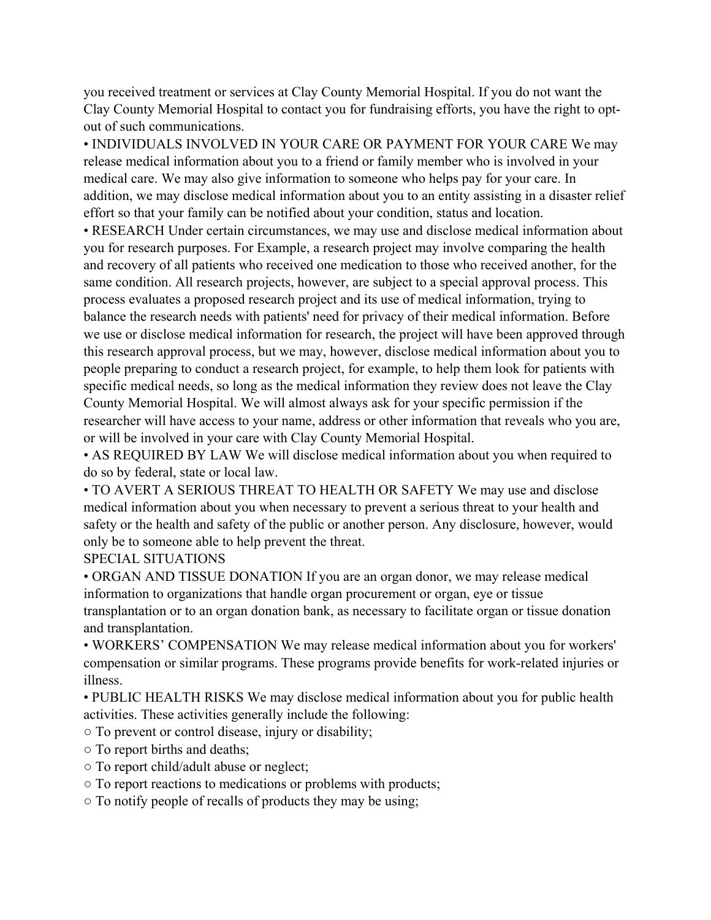you received treatment or services at Clay County Memorial Hospital. If you do not want the Clay County Memorial Hospital to contact you for fundraising efforts, you have the right to opt-out of such communications.

- INDIVIDUALS INVOLVED IN YOUR CARE OR PAYMENT FOR YOUR CARE We may release medical information about you to a friend or family member who is involved in your medical care. We may also give information to someone who helps pay for your care. In addition, we may disclose medical information about you to an entity assisting in a disaster relief effort so that your family can be notified about your condition, status and location.
- RESEARCH Under certain circumstances, we may use and disclose medical information about you for research purposes. For Example, a research project may involve comparing the health and recovery of all patients who received one medication to those who received another, for the same condition. All research projects, however, are subject to a special approval process. This process evaluates a proposed research project and its use of medical information, trying to balance the research needs with patients' need for privacy of their medical information. Before we use or disclose medical information for research, the project will have been approved through this research approval process, but we may, however, disclose medical information about you to people preparing to conduct a research project, for example, to help them look for patients with specific medical needs, so long as the medical information they review does not leave the Clay County Memorial Hospital. We will almost always ask for your specific permission if the researcher will have access to your name, address or other information that reveals who you are, or will be involved in your care with Clay County Memorial Hospital.
- AS REQUIRED BY LAW We will disclose medical information about you when required to do so by federal, state or local law.
- TO AVERT A SERIOUS THREAT TO HEALTH OR SAFETY We may use and disclose medical information about you when necessary to prevent a serious threat to your health and safety or the health and safety of the public or another person. Any disclosure, however, would only be to someone able to help prevent the threat.

SPECIAL SITUATIONS

- ORGAN AND TISSUE DONATION If you are an organ donor, we may release medical information to organizations that handle organ procurement or organ, eye or tissue transplantation or to an organ donation bank, as necessary to facilitate organ or tissue donation and transplantation.
- WORKERS' COMPENSATION We may release medical information about you for workers' compensation or similar programs. These programs provide benefits for work-related injuries or illness.
- PUBLIC HEALTH RISKS We may disclose medical information about you for public health activities. These activities generally include the following:
  - To prevent or control disease, injury or disability;
  - To report births and deaths;
  - To report child/adult abuse or neglect;
  - To report reactions to medications or problems with products;
  - To notify people of recalls of products they may be using;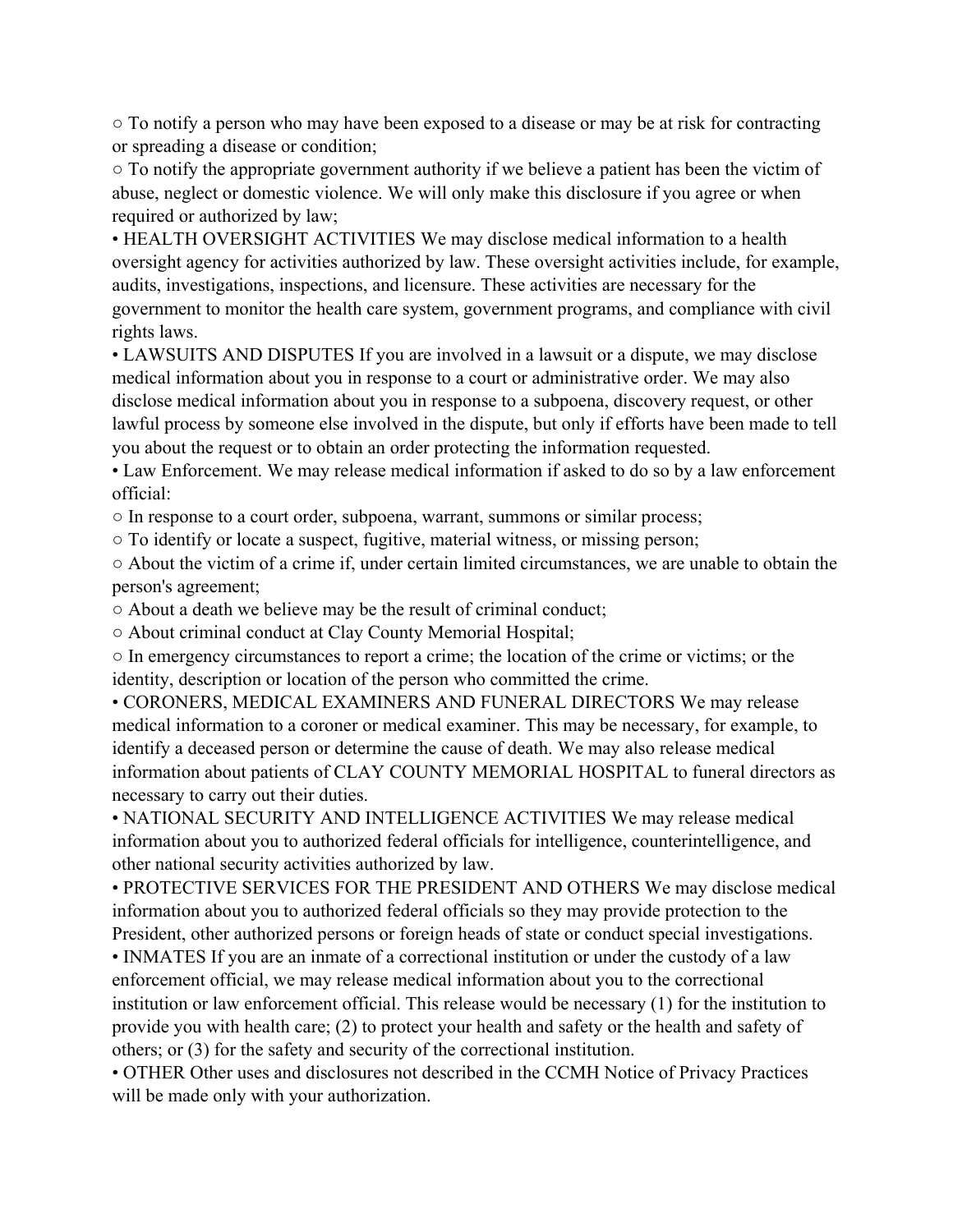- ○ To notify a person who may have been exposed to a disease or may be at risk for contracting or spreading a disease or condition;
- ○ To notify the appropriate government authority if we believe a patient has been the victim of abuse, neglect or domestic violence. We will only make this disclosure if you agree or when required or authorized by law;

• HEALTH OVERSIGHT ACTIVITIES We may disclose medical information to a health oversight agency for activities authorized by law. These oversight activities include, for example, audits, investigations, inspections, and licensure. These activities are necessary for the government to monitor the health care system, government programs, and compliance with civil rights laws.

• LAWSUITS AND DISPUTES If you are involved in a lawsuit or a dispute, we may disclose medical information about you in response to a court or administrative order. We may also disclose medical information about you in response to a subpoena, discovery request, or other lawful process by someone else involved in the dispute, but only if efforts have been made to tell you about the request or to obtain an order protecting the information requested.

• Law Enforcement. We may release medical information if asked to do so by a law enforcement official:

- ○ In response to a court order, subpoena, warrant, summons or similar process;
- ○ To identify or locate a suspect, fugitive, material witness, or missing person;
- ○ About the victim of a crime if, under certain limited circumstances, we are unable to obtain the person's agreement;
- ○ About a death we believe may be the result of criminal conduct;
- ○ About criminal conduct at Clay County Memorial Hospital;
- ○ In emergency circumstances to report a crime; the location of the crime or victims; or the identity, description or location of the person who committed the crime.

• CORONERS, MEDICAL EXAMINERS AND FUNERAL DIRECTORS We may release medical information to a coroner or medical examiner. This may be necessary, for example, to identify a deceased person or determine the cause of death. We may also release medical information about patients of CLAY COUNTY MEMORIAL HOSPITAL to funeral directors as necessary to carry out their duties.

• NATIONAL SECURITY AND INTELLIGENCE ACTIVITIES We may release medical information about you to authorized federal officials for intelligence, counterintelligence, and other national security activities authorized by law.

• PROTECTIVE SERVICES FOR THE PRESIDENT AND OTHERS We may disclose medical information about you to authorized federal officials so they may provide protection to the President, other authorized persons or foreign heads of state or conduct special investigations.

• INMATES If you are an inmate of a correctional institution or under the custody of a law enforcement official, we may release medical information about you to the correctional institution or law enforcement official. This release would be necessary (1) for the institution to provide you with health care; (2) to protect your health and safety or the health and safety of others; or (3) for the safety and security of the correctional institution.

• OTHER Other uses and disclosures not described in the CCMH Notice of Privacy Practices will be made only with your authorization.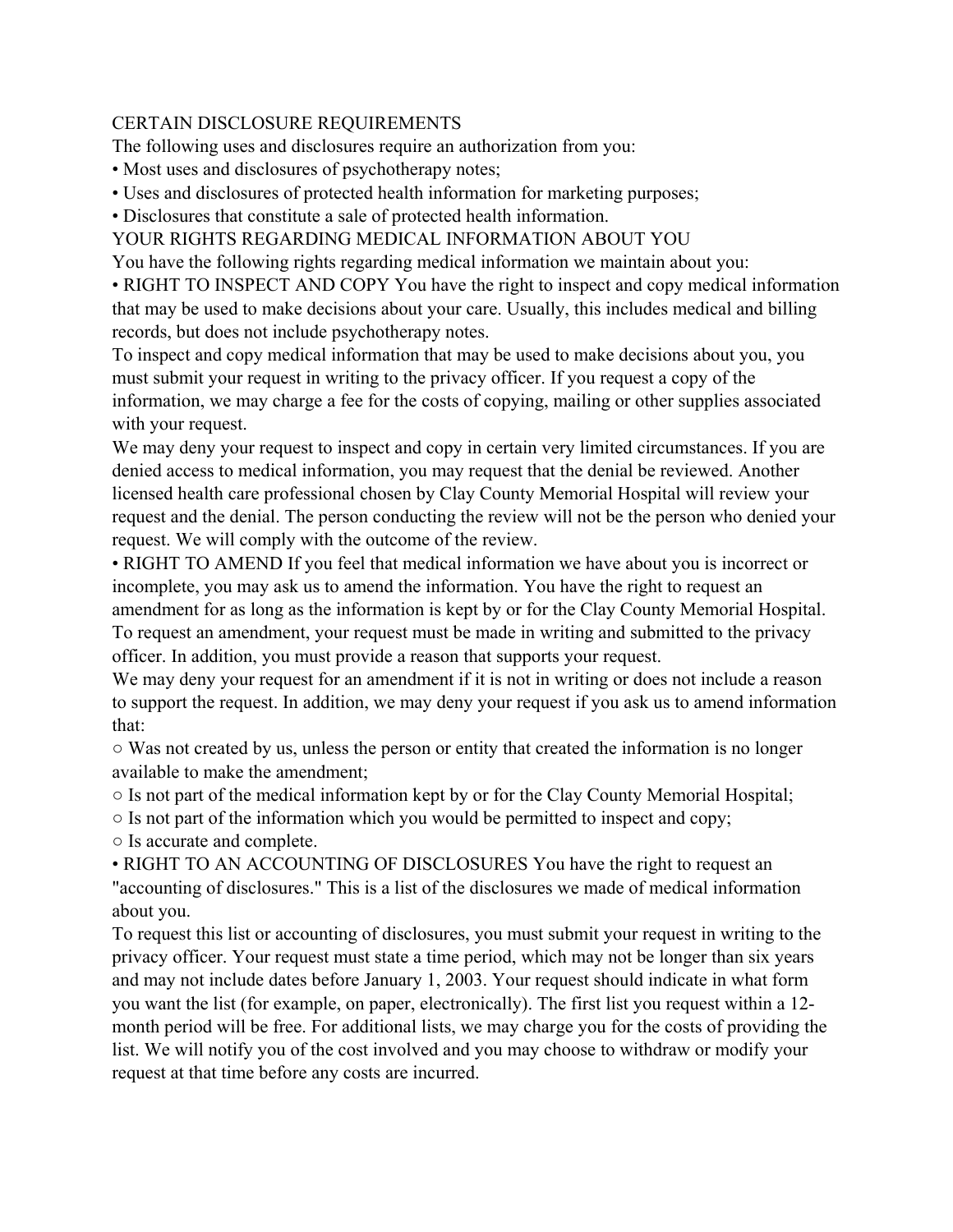## CERTAIN DISCLOSURE REQUIREMENTS

The following uses and disclosures require an authorization from you:

- Most uses and disclosures of psychotherapy notes;
- Uses and disclosures of protected health information for marketing purposes;
- Disclosures that constitute a sale of protected health information.

## YOUR RIGHTS REGARDING MEDICAL INFORMATION ABOUT YOU

You have the following rights regarding medical information we maintain about you:

- **RIGHT TO INSPECT AND COPY** You have the right to inspect and copy medical information that may be used to make decisions about your care. Usually, this includes medical and billing records, but does not include psychotherapy notes.

To inspect and copy medical information that may be used to make decisions about you, you must submit your request in writing to the privacy officer. If you request a copy of the information, we may charge a fee for the costs of copying, mailing or other supplies associated with your request.

We may deny your request to inspect and copy in certain very limited circumstances. If you are denied access to medical information, you may request that the denial be reviewed. Another licensed health care professional chosen by Clay County Memorial Hospital will review your request and the denial. The person conducting the review will not be the person who denied your request. We will comply with the outcome of the review.

- **RIGHT TO AMEND** If you feel that medical information we have about you is incorrect or incomplete, you may ask us to amend the information. You have the right to request an amendment for as long as the information is kept by or for the Clay County Memorial Hospital.

To request an amendment, your request must be made in writing and submitted to the privacy officer. In addition, you must provide a reason that supports your request.

We may deny your request for an amendment if it is not in writing or does not include a reason to support the request. In addition, we may deny your request if you ask us to amend information that:

- Was not created by us, unless the person or entity that created the information is no longer available to make the amendment;
- Is not part of the medical information kept by or for the Clay County Memorial Hospital;
- Is not part of the information which you would be permitted to inspect and copy;
- Is accurate and complete.

- **RIGHT TO AN ACCOUNTING OF DISCLOSURES** You have the right to request an "accounting of disclosures." This is a list of the disclosures we made of medical information about you.

To request this list or accounting of disclosures, you must submit your request in writing to the privacy officer. Your request must state a time period, which may not be longer than six years and may not include dates before January 1, 2003. Your request should indicate in what form you want the list (for example, on paper, electronically). The first list you request within a 12-month period will be free. For additional lists, we may charge you for the costs of providing the list. We will notify you of the cost involved and you may choose to withdraw or modify your request at that time before any costs are incurred.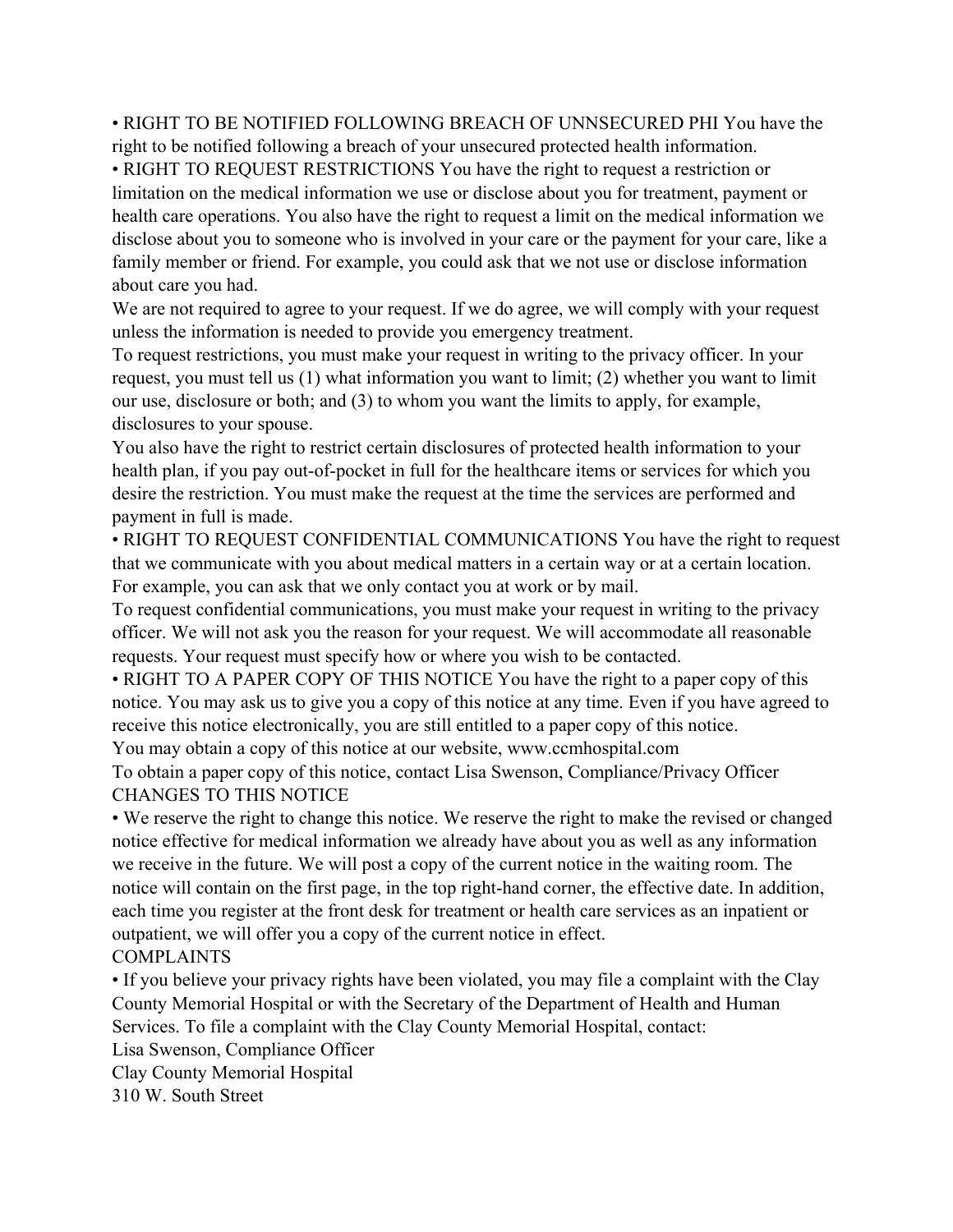• RIGHT TO BE NOTIFIED FOLLOWING BREACH OF UNNSECURED PHI You have the right to be notified following a breach of your unsecured protected health information.

• RIGHT TO REQUEST RESTRICTIONS You have the right to request a restriction or limitation on the medical information we use or disclose about you for treatment, payment or health care operations. You also have the right to request a limit on the medical information we disclose about you to someone who is involved in your care or the payment for your care, like a family member or friend. For example, you could ask that we not use or disclose information about care you had.

We are not required to agree to your request. If we do agree, we will comply with your request unless the information is needed to provide you emergency treatment.

To request restrictions, you must make your request in writing to the privacy officer. In your request, you must tell us (1) what information you want to limit; (2) whether you want to limit our use, disclosure or both; and (3) to whom you want the limits to apply, for example, disclosures to your spouse.

You also have the right to restrict certain disclosures of protected health information to your health plan, if you pay out-of-pocket in full for the healthcare items or services for which you desire the restriction. You must make the request at the time the services are performed and payment in full is made.

• RIGHT TO REQUEST CONFIDENTIAL COMMUNICATIONS You have the right to request that we communicate with you about medical matters in a certain way or at a certain location. For example, you can ask that we only contact you at work or by mail.

To request confidential communications, you must make your request in writing to the privacy officer. We will not ask you the reason for your request. We will accommodate all reasonable requests. Your request must specify how or where you wish to be contacted.

• RIGHT TO A PAPER COPY OF THIS NOTICE You have the right to a paper copy of this notice. You may ask us to give you a copy of this notice at any time. Even if you have agreed to receive this notice electronically, you are still entitled to a paper copy of this notice.

You may obtain a copy of this notice at our website, www.ccmhospital.com

To obtain a paper copy of this notice, contact Lisa Swenson, Compliance/Privacy Officer

CHANGES TO THIS NOTICE

• We reserve the right to change this notice. We reserve the right to make the revised or changed notice effective for medical information we already have about you as well as any information we receive in the future. We will post a copy of the current notice in the waiting room. The notice will contain on the first page, in the top right-hand corner, the effective date. In addition, each time you register at the front desk for treatment or health care services as an inpatient or outpatient, we will offer you a copy of the current notice in effect.

COMPLAINTS

• If you believe your privacy rights have been violated, you may file a complaint with the Clay County Memorial Hospital or with the Secretary of the Department of Health and Human Services. To file a complaint with the Clay County Memorial Hospital, contact:

Lisa Swenson, Compliance Officer  
Clay County Memorial Hospital  
310 W. South Street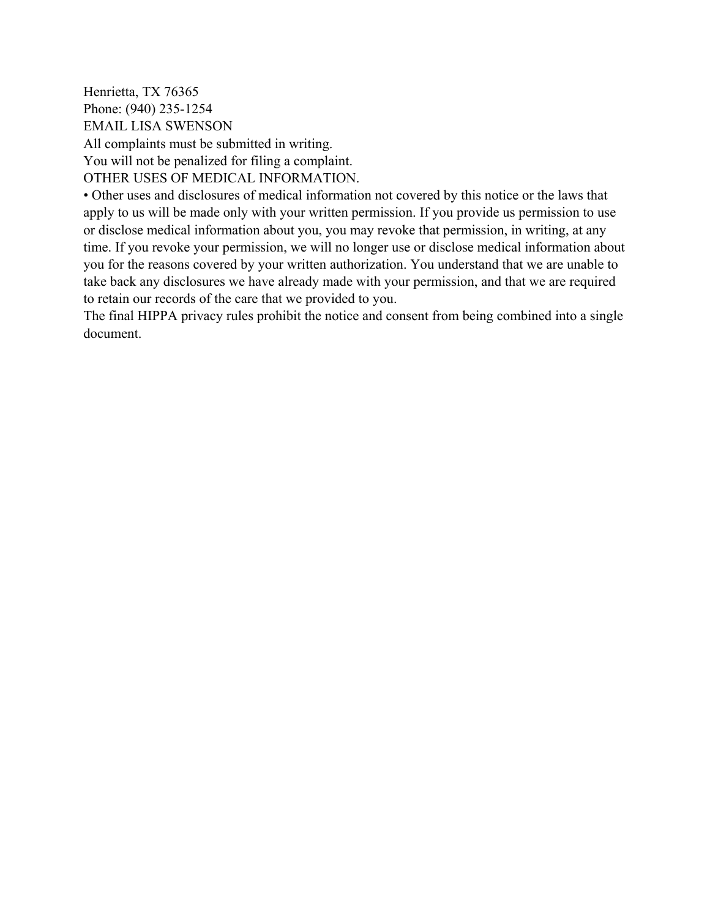Henrietta, TX 76365  
Phone: (940) 235-1254  
EMAIL LISA SWENSON  
All complaints must be submitted in writing.  
You will not be penalized for filing a complaint.

OTHER USES OF MEDICAL INFORMATION.

- Other uses and disclosures of medical information not covered by this notice or the laws that apply to us will be made only with your written permission. If you provide us permission to use or disclose medical information about you, you may revoke that permission, in writing, at any time. If you revoke your permission, we will no longer use or disclose medical information about you for the reasons covered by your written authorization. You understand that we are unable to take back any disclosures we have already made with your permission, and that we are required to retain our records of the care that we provided to you.

The final HIPPA privacy rules prohibit the notice and consent from being combined into a single document.